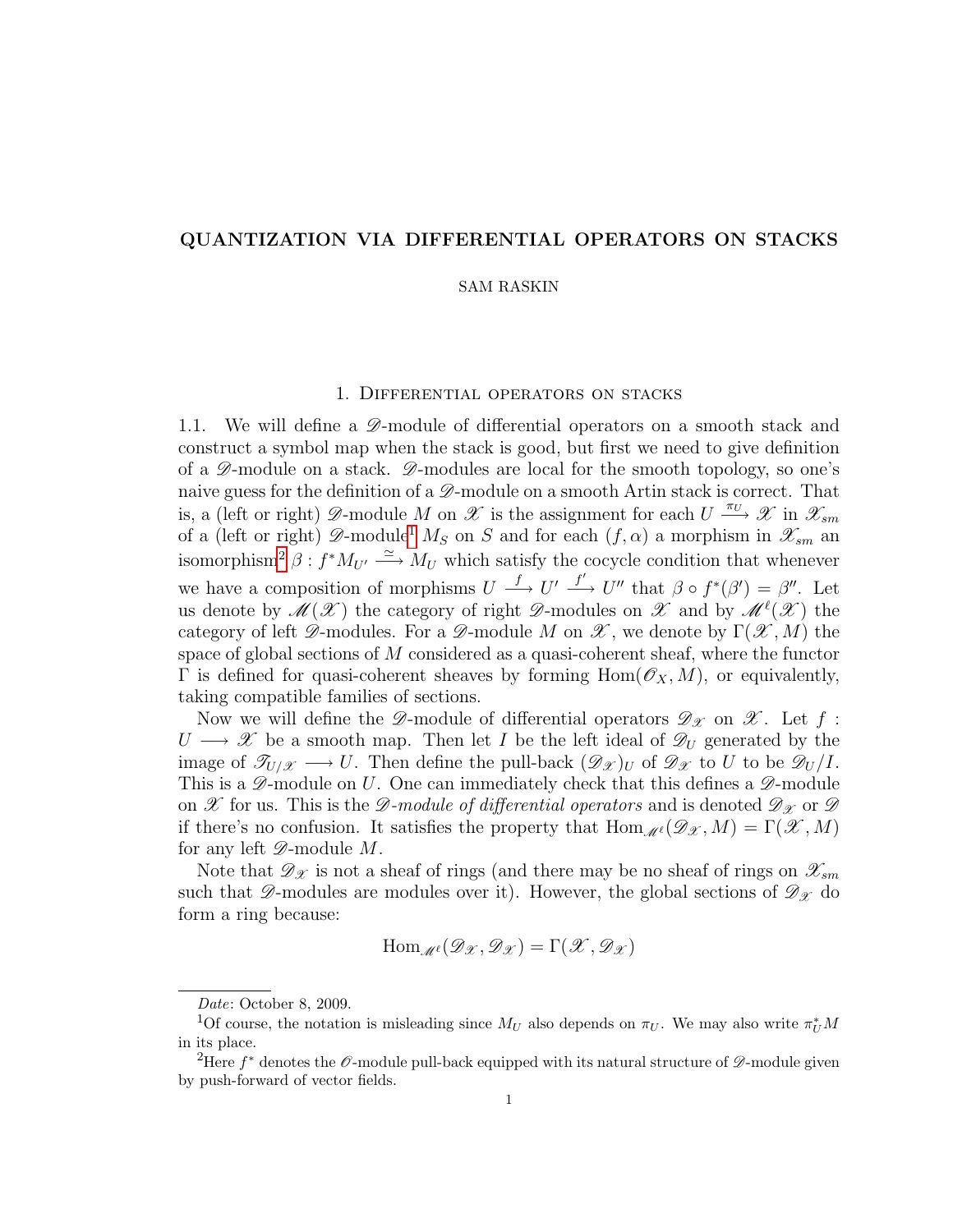# QUANTIZATION VIA DIFFERENTIAL OPERATORS ON STACKS

SAM RASKIN

## 1. Differential operators on stacks

1.1. We will define a $\mathscr{D}$-module of differential operators on a smooth stack and construct a symbol map when the stack is good, but first we need to give definition of a $\mathscr{D}$-module on a stack. $\mathscr{D}$-modules are local for the smooth topology, so one's naive guess for the definition of a $\mathscr{D}$-module on a smooth Artin stack is correct. That is, a (left or right) $\mathscr{D}$-module $M$ on $\mathscr{X}$ is the assignment for each $U \xrightarrow{\pi_U} \mathscr{X}$ in $\mathscr{X}_{sm}$ of a (left or right) $\mathscr{D}$-module[1] $M_S$ on $S$ and for each $(f, \alpha)$ a morphism in $\mathscr{X}_{sm}$ an isomorphism[2] $\beta : f^* M_{U'} \xrightarrow{\simeq} M_U$ which satisfy the cocycle condition that whenever we have a composition of morphisms $U \xrightarrow{f} U' \xrightarrow{f'} U''$ that $\beta \circ f^*(\beta') = \beta''$. Let us denote by $\mathscr{M}(\mathscr{X})$ the category of right $\mathscr{D}$-modules on $\mathscr{X}$ and by $\mathscr{M}^\ell(\mathscr{X})$ the category of left $\mathscr{D}$-modules. For a $\mathscr{D}$-module $M$ on $\mathscr{X}$, we denote by $\Gamma(\mathscr{X}, M)$ the space of global sections of $M$ considered as a quasi-coherent sheaf, where the functor $\Gamma$ is defined for quasi-coherent sheaves by forming $\mathrm{Hom}(\mathscr{O}_X, M)$, or equivalently, taking compatible families of sections.

Now we will define the $\mathscr{D}$-module of differential operators $\mathscr{D}_\mathscr{X}$ on $\mathscr{X}$. Let $f : U \longrightarrow \mathscr{X}$ be a smooth map. Then let $I$ be the left ideal of $\mathscr{D}_U$ generated by the image of $\mathscr{T}_{U/\mathscr{X}} \longrightarrow U$. Then define the pull-back $(\mathscr{D}_\mathscr{X})_U$ of $\mathscr{D}_\mathscr{X}$ to $U$ to be $\mathscr{D}_U/I$. This is a $\mathscr{D}$-module on $U$. One can immediately check that this defines a $\mathscr{D}$-module on $\mathscr{X}$ for us. This is the *$\mathscr{D}$-module of differential operators* and is denoted $\mathscr{D}_\mathscr{X}$ or $\mathscr{D}$ if there's no confusion. It satisfies the property that $\mathrm{Hom}_{\mathscr{M}^\ell}(\mathscr{D}_\mathscr{X}, M) = \Gamma(\mathscr{X}, M)$ for any left $\mathscr{D}$-module $M$.

Note that $\mathscr{D}_\mathscr{X}$ is not a sheaf of rings (and there may be no sheaf of rings on $\mathscr{X}_{sm}$ such that $\mathscr{D}$-modules are modules over it). However, the global sections of $\mathscr{D}_\mathscr{X}$ do form a ring because:

$$\mathrm{Hom}_{\mathscr{M}^\ell}(\mathscr{D}_\mathscr{X}, \mathscr{D}_\mathscr{X}) = \Gamma(\mathscr{X}, \mathscr{D}_\mathscr{X})$$

*Date*: October 8, 2009.

[1] Of course, the notation is misleading since $M_U$ also depends on $\pi_U$. We may also write $\pi_U^* M$ in its place.

[2] Here $f^*$ denotes the $\mathscr{O}$-module pull-back equipped with its natural structure of $\mathscr{D}$-module given by push-forward of vector fields.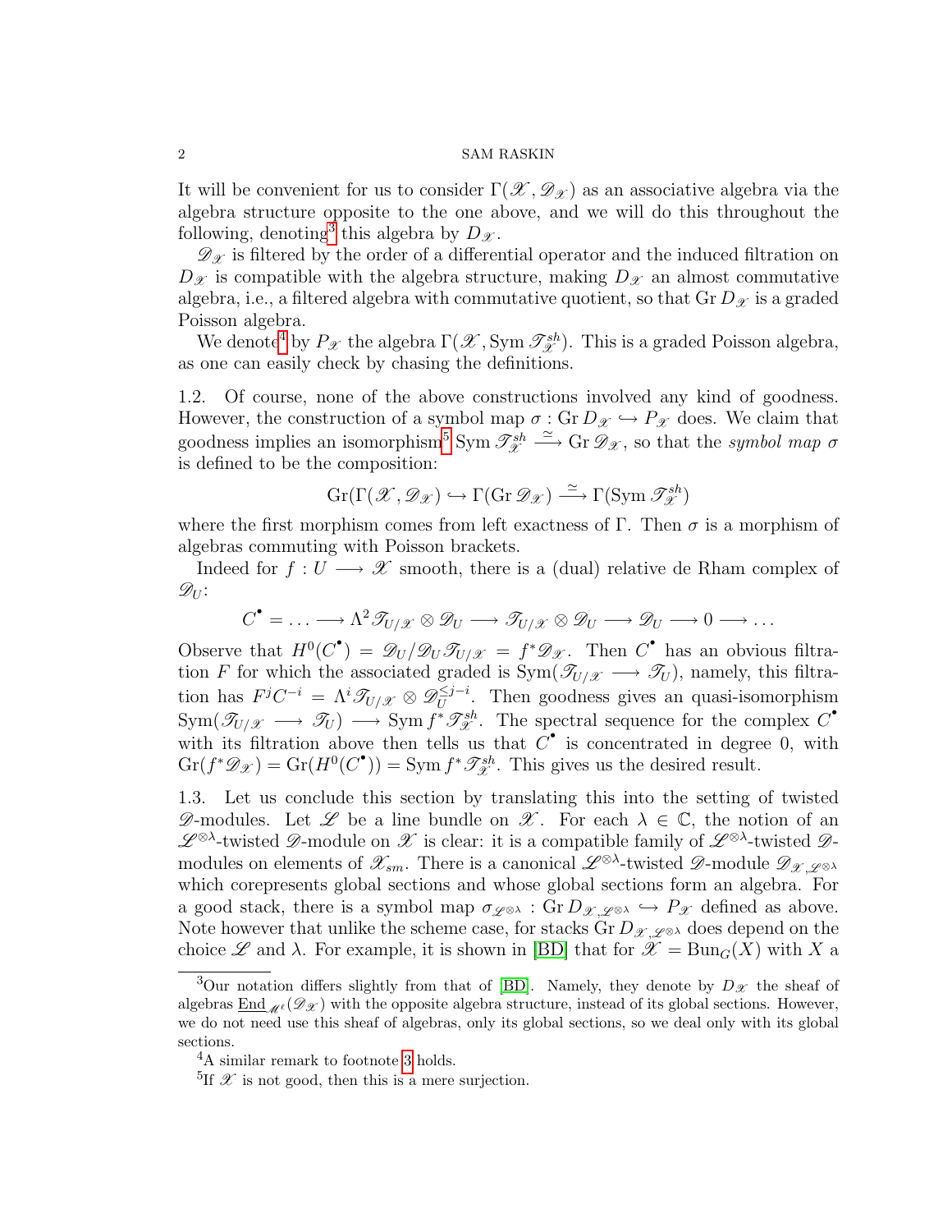It will be convenient for us to consider $\Gamma(\mathscr{X}, \mathscr{D}_{\mathscr{X}})$ as an associative algebra via the algebra structure opposite to the one above, and we will do this throughout the following, denoting[3] this algebra by $D_{\mathscr{X}}$.

$\mathscr{D}_{\mathscr{X}}$ is filtered by the order of a differential operator and the induced filtration on $D_{\mathscr{X}}$ is compatible with the algebra structure, making $D_{\mathscr{X}}$ an almost commutative algebra, i.e., a filtered algebra with commutative quotient, so that $\operatorname{Gr} D_{\mathscr{X}}$ is a graded Poisson algebra.

We denote[4] by $P_{\mathscr{X}}$ the algebra $\Gamma(\mathscr{X}, \operatorname{Sym} \mathscr{T}_{\mathscr{X}}^{sh})$. This is a graded Poisson algebra, as one can easily check by chasing the definitions.

1.2. Of course, none of the above constructions involved any kind of goodness. However, the construction of a symbol map $\sigma : \operatorname{Gr} D_{\mathscr{X}} \hookrightarrow P_{\mathscr{X}}$ does. We claim that goodness implies an isomorphism[5] $\operatorname{Sym} \mathscr{T}_{\mathscr{X}}^{sh} \xrightarrow{\simeq} \operatorname{Gr} \mathscr{D}_{\mathscr{X}}$, so that the *symbol map* $\sigma$ is defined to be the composition:

$$\operatorname{Gr}(\Gamma(\mathscr{X}, \mathscr{D}_{\mathscr{X}}) \hookrightarrow \Gamma(\operatorname{Gr} \mathscr{D}_{\mathscr{X}}) \xrightarrow{\simeq} \Gamma(\operatorname{Sym} \mathscr{T}_{\mathscr{X}}^{sh})$$

where the first morphism comes from left exactness of $\Gamma$. Then $\sigma$ is a morphism of algebras commuting with Poisson brackets.

Indeed for $f : U \longrightarrow \mathscr{X}$ smooth, there is a (dual) relative de Rham complex of $\mathscr{D}_U$:

$$C^{\bullet} = \ldots \longrightarrow \Lambda^2 \mathscr{T}_{U/\mathscr{X}} \otimes \mathscr{D}_U \longrightarrow \mathscr{T}_{U/\mathscr{X}} \otimes \mathscr{D}_U \longrightarrow \mathscr{D}_U \longrightarrow 0 \longrightarrow \ldots$$

Observe that $H^0(C^{\bullet}) = \mathscr{D}_U / \mathscr{D}_U \mathscr{T}_{U/\mathscr{X}} = f^* \mathscr{D}_{\mathscr{X}}$. Then $C^{\bullet}$ has an obvious filtration $F$ for which the associated graded is $\operatorname{Sym}(\mathscr{T}_{U/\mathscr{X}} \longrightarrow \mathscr{T}_U)$, namely, this filtration has $F^j C^{-i} = \Lambda^i \mathscr{T}_{U/\mathscr{X}} \otimes \mathscr{D}_U^{\leq j-i}$. Then goodness gives an quasi-isomorphism $\operatorname{Sym}(\mathscr{T}_{U/\mathscr{X}} \longrightarrow \mathscr{T}_U) \longrightarrow \operatorname{Sym} f^* \mathscr{T}_{\mathscr{X}}^{sh}$. The spectral sequence for the complex $C^{\bullet}$ with its filtration above then tells us that $C^{\bullet}$ is concentrated in degree 0, with $\operatorname{Gr}(f^* \mathscr{D}_{\mathscr{X}}) = \operatorname{Gr}(H^0(C^{\bullet})) = \operatorname{Sym} f^* \mathscr{T}_{\mathscr{X}}^{sh}$. This gives us the desired result.

1.3. Let us conclude this section by translating this into the setting of twisted $\mathscr{D}$-modules. Let $\mathscr{L}$ be a line bundle on $\mathscr{X}$. For each $\lambda \in \mathbb{C}$, the notion of an $\mathscr{L}^{\otimes \lambda}$-twisted $\mathscr{D}$-module on $\mathscr{X}$ is clear: it is a compatible family of $\mathscr{L}^{\otimes \lambda}$-twisted $\mathscr{D}$-modules on elements of $\mathscr{X}_{sm}$. There is a canonical $\mathscr{L}^{\otimes \lambda}$-twisted $\mathscr{D}$-module $\mathscr{D}_{\mathscr{X}, \mathscr{L}^{\otimes \lambda}}$ which corepresents global sections and whose global sections form an algebra. For a good stack, there is a symbol map $\sigma_{\mathscr{L}^{\otimes \lambda}} : \operatorname{Gr} D_{\mathscr{X}, \mathscr{L}^{\otimes \lambda}} \hookrightarrow P_{\mathscr{X}}$ defined as above. Note however that unlike the scheme case, for stacks $\operatorname{Gr} D_{\mathscr{X}, \mathscr{L}^{\otimes \lambda}}$ does depend on the choice $\mathscr{L}$ and $\lambda$. For example, it is shown in [BD] that for $\mathscr{X} = \operatorname{Bun}_G(X)$ with $X$ a

---

[3] Our notation differs slightly from that of [BD]. Namely, they denote by $D_{\mathscr{X}}$ the sheaf of algebras $\underline{\operatorname{End}}_{\mathscr{M}^{\ell}}(\mathscr{D}_{\mathscr{X}})$ with the opposite algebra structure, instead of its global sections. However, we do not need use this sheaf of algebras, only its global sections, so we deal only with its global sections.

[4] A similar remark to footnote 3 holds.

[5] If $\mathscr{X}$ is not good, then this is a mere surjection.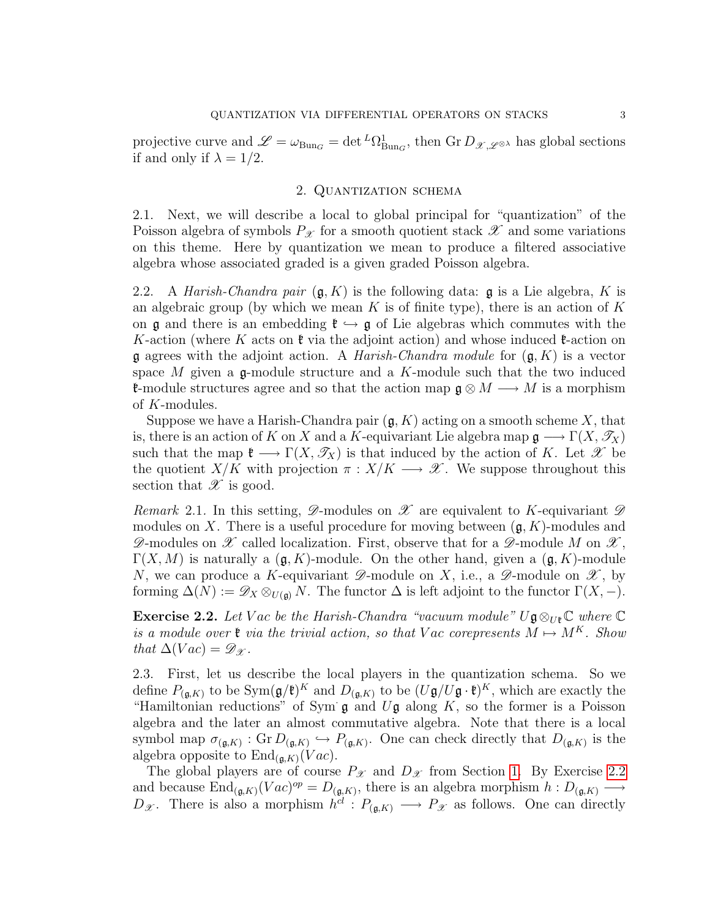projective curve and $\mathscr{L} = \omega_{\mathrm{Bun}_G} = \det {}^L\Omega^1_{\mathrm{Bun}_G}$, then $\mathrm{Gr}\, D_{\mathscr{X},\mathscr{L}^{\otimes\lambda}}$ has global sections if and only if $\lambda = 1/2$.

## 2. Quantization schema

2.1. Next, we will describe a local to global principal for "quantization" of the Poisson algebra of symbols $P_{\mathscr{X}}$ for a smooth quotient stack $\mathscr{X}$ and some variations on this theme. Here by quantization we mean to produce a filtered associative algebra whose associated graded is a given graded Poisson algebra.

2.2. A *Harish-Chandra pair* $(\mathfrak{g}, K)$ is the following data: $\mathfrak{g}$ is a Lie algebra, $K$ is an algebraic group (by which we mean $K$ is of finite type), there is an action of $K$ on $\mathfrak{g}$ and there is an embedding $\mathfrak{k} \hookrightarrow \mathfrak{g}$ of Lie algebras which commutes with the $K$-action (where $K$ acts on $\mathfrak{k}$ via the adjoint action) and whose induced $\mathfrak{k}$-action on $\mathfrak{g}$ agrees with the adjoint action. A *Harish-Chandra module* for $(\mathfrak{g}, K)$ is a vector space $M$ given a $\mathfrak{g}$-module structure and a $K$-module such that the two induced $\mathfrak{k}$-module structures agree and so that the action map $\mathfrak{g} \otimes M \longrightarrow M$ is a morphism of $K$-modules.

Suppose we have a Harish-Chandra pair $(\mathfrak{g}, K)$ acting on a smooth scheme $X$, that is, there is an action of $K$ on $X$ and a $K$-equivariant Lie algebra map $\mathfrak{g} \longrightarrow \Gamma(X, \mathscr{T}_X)$ such that the map $\mathfrak{k} \longrightarrow \Gamma(X, \mathscr{T}_X)$ is that induced by the action of $K$. Let $\mathscr{X}$ be the quotient $X/K$ with projection $\pi : X/K \longrightarrow \mathscr{X}$. We suppose throughout this section that $\mathscr{X}$ is good.

*Remark* 2.1. In this setting, $\mathscr{D}$-modules on $\mathscr{X}$ are equivalent to $K$-equivariant $\mathscr{D}$ modules on $X$. There is a useful procedure for moving between $(\mathfrak{g}, K)$-modules and $\mathscr{D}$-modules on $\mathscr{X}$ called localization. First, observe that for a $\mathscr{D}$-module $M$ on $\mathscr{X}$, $\Gamma(X, M)$ is naturally a $(\mathfrak{g}, K)$-module. On the other hand, given a $(\mathfrak{g}, K)$-module $N$, we can produce a $K$-equivariant $\mathscr{D}$-module on $X$, i.e., a $\mathscr{D}$-module on $\mathscr{X}$, by forming $\Delta(N) := \mathscr{D}_X \otimes_{U(\mathfrak{g})} N$. The functor $\Delta$ is left adjoint to the functor $\Gamma(X, -)$.

**Exercise 2.2.** *Let $Vac$ be the Harish-Chandra "vacuum module" $U\mathfrak{g} \otimes_{U\mathfrak{k}} \mathbb{C}$ where $\mathbb{C}$ is a module over $\mathfrak{k}$ via the trivial action, so that $Vac$ corepresents $M \mapsto M^K$. Show that $\Delta(Vac) = \mathscr{D}_{\mathscr{X}}$.*

2.3. First, let us describe the local players in the quantization schema. So we define $P_{(\mathfrak{g},K)}$ to be $\mathrm{Sym}(\mathfrak{g}/\mathfrak{k})^K$ and $D_{(\mathfrak{g},K)}$ to be $(U\mathfrak{g}/U\mathfrak{g} \cdot \mathfrak{k})^K$, which are exactly the "Hamiltonian reductions" of $\mathrm{Sym}^{\cdot}\, \mathfrak{g}$ and $U\mathfrak{g}$ along $K$, so the former is a Poisson algebra and the later an almost commutative algebra. Note that there is a local symbol map $\sigma_{(\mathfrak{g},K)} : \mathrm{Gr}\, D_{(\mathfrak{g},K)} \hookrightarrow P_{(\mathfrak{g},K)}$. One can check directly that $D_{(\mathfrak{g},K)}$ is the algebra opposite to $\mathrm{End}_{(\mathfrak{g},K)}(Vac)$.

The global players are of course $P_{\mathscr{X}}$ and $D_{\mathscr{X}}$ from Section 1. By Exercise 2.2 and because $\mathrm{End}_{(\mathfrak{g},K)}(Vac)^{op} = D_{(\mathfrak{g},K)}$, there is an algebra morphism $h : D_{(\mathfrak{g},K)} \longrightarrow D_{\mathscr{X}}$. There is also a morphism $h^{cl} : P_{(\mathfrak{g},K)} \longrightarrow P_{\mathscr{X}}$ as follows. One can directly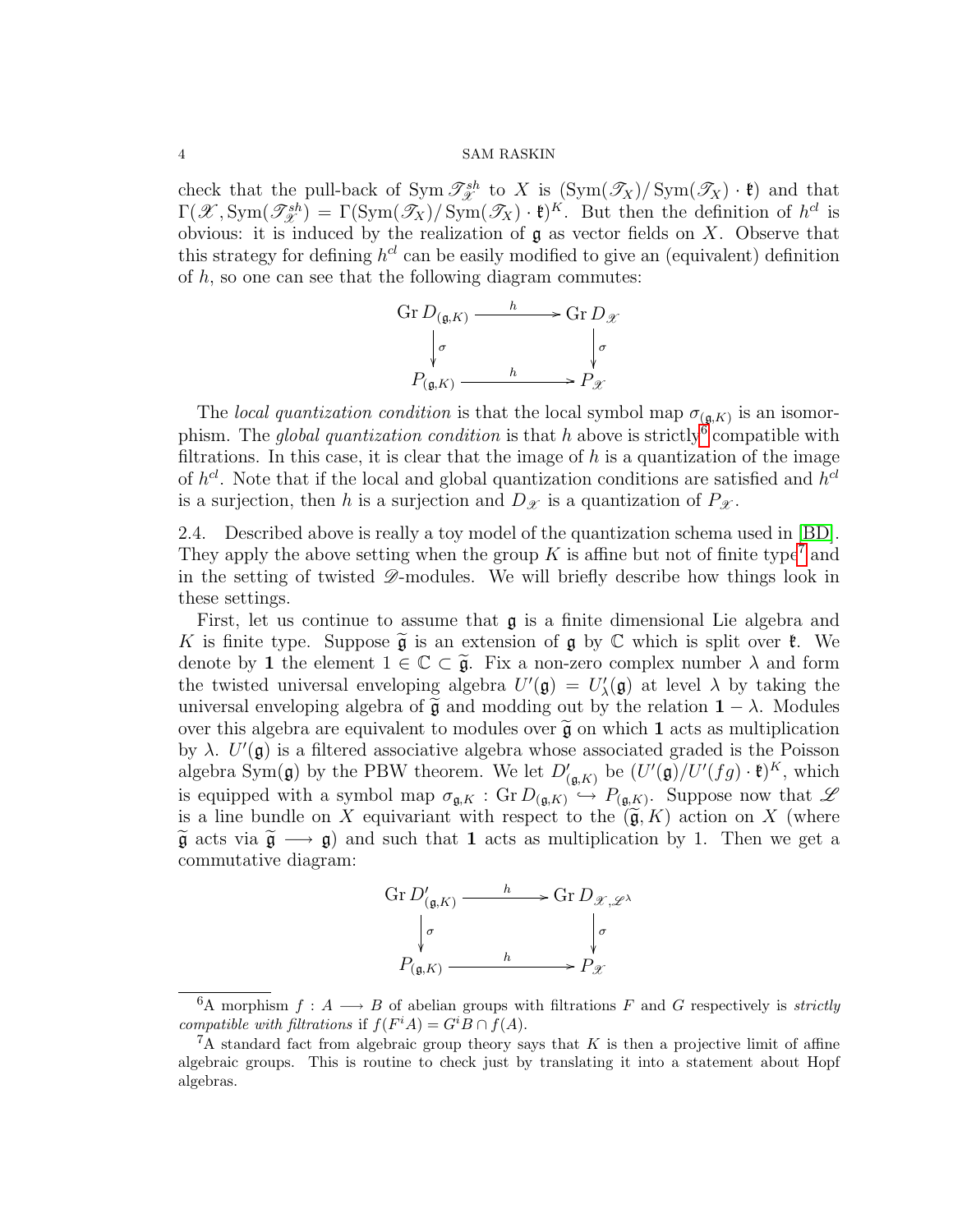check that the pull-back of $\operatorname{Sym} \mathscr{T}_{\mathscr{X}}^{sh}$ to $X$ is $(\operatorname{Sym}(\mathscr{T}_X)/\operatorname{Sym}(\mathscr{T}_X) \cdot \mathfrak{k})$ and that $\Gamma(\mathscr{X}, \operatorname{Sym}(\mathscr{T}_{\mathscr{X}}^{sh}) = \Gamma(\operatorname{Sym}(\mathscr{T}_X)/\operatorname{Sym}(\mathscr{T}_X) \cdot \mathfrak{k})^K$. But then the definition of $h^{cl}$ is obvious: it is induced by the realization of $\mathfrak{g}$ as vector fields on $X$. Observe that this strategy for defining $h^{cl}$ can be easily modified to give an (equivalent) definition of $h$, so one can see that the following diagram commutes:

$$\begin{array}{ccc} \operatorname{Gr} D_{(\mathfrak{g},K)} & \xrightarrow{h} & \operatorname{Gr} D_{\mathscr{X}} \\ \downarrow \sigma & & \downarrow \sigma \\ P_{(\mathfrak{g},K)} & \xrightarrow{h} & P_{\mathscr{X}} \end{array}$$

The *local quantization condition* is that the local symbol map $\sigma_{(\mathfrak{g},K)}$ is an isomorphism. The *global quantization condition* is that $h$ above is strictly[6] compatible with filtrations. In this case, it is clear that the image of $h$ is a quantization of the image of $h^{cl}$. Note that if the local and global quantization conditions are satisfied and $h^{cl}$ is a surjection, then $h$ is a surjection and $D_{\mathscr{X}}$ is a quantization of $P_{\mathscr{X}}$.

2.4. Described above is really a toy model of the quantization schema used in [BD]. They apply the above setting when the group $K$ is affine but not of finite type[7] and in the setting of twisted $\mathscr{D}$-modules. We will briefly describe how things look in these settings.

First, let us continue to assume that $\mathfrak{g}$ is a finite dimensional Lie algebra and $K$ is finite type. Suppose $\widetilde{\mathfrak{g}}$ is an extension of $\mathfrak{g}$ by $\mathbb{C}$ which is split over $\mathfrak{k}$. We denote by $\mathbf{1}$ the element $1 \in \mathbb{C} \subset \widetilde{\mathfrak{g}}$. Fix a non-zero complex number $\lambda$ and form the twisted universal enveloping algebra $U'(\mathfrak{g}) = U'_\lambda(\mathfrak{g})$ at level $\lambda$ by taking the universal enveloping algebra of $\widetilde{\mathfrak{g}}$ and modding out by the relation $\mathbf{1} - \lambda$. Modules over this algebra are equivalent to modules over $\widetilde{\mathfrak{g}}$ on which $\mathbf{1}$ acts as multiplication by $\lambda$. $U'(\mathfrak{g})$ is a filtered associative algebra whose associated graded is the Poisson algebra $\operatorname{Sym}(\mathfrak{g})$ by the PBW theorem. We let $D'_{(\mathfrak{g},K)}$ be $(U'(\mathfrak{g})/U'(fg) \cdot \mathfrak{k})^K$, which is equipped with a symbol map $\sigma_{\mathfrak{g},K} : \operatorname{Gr} D_{(\mathfrak{g},K)} \hookrightarrow P_{(\mathfrak{g},K)}$. Suppose now that $\mathscr{L}$ is a line bundle on $X$ equivariant with respect to the $(\widetilde{\mathfrak{g}}, K)$ action on $X$ (where $\widetilde{\mathfrak{g}}$ acts via $\widetilde{\mathfrak{g}} \longrightarrow \mathfrak{g}$) and such that $\mathbf{1}$ acts as multiplication by 1. Then we get a commutative diagram:

$$\begin{array}{ccc} \operatorname{Gr} D'_{(\mathfrak{g},K)} & \xrightarrow{h} & \operatorname{Gr} D_{\mathscr{X},\mathscr{L}^\lambda} \\ \downarrow \sigma & & \downarrow \sigma \\ P_{(\mathfrak{g},K)} & \xrightarrow{h} & P_{\mathscr{X}} \end{array}$$

---

[6] A morphism $f : A \longrightarrow B$ of abelian groups with filtrations $F$ and $G$ respectively is *strictly compatible with filtrations* if $f(F^i A) = G^i B \cap f(A)$.

[7] A standard fact from algebraic group theory says that $K$ is then a projective limit of affine algebraic groups. This is routine to check just by translating it into a statement about Hopf algebras.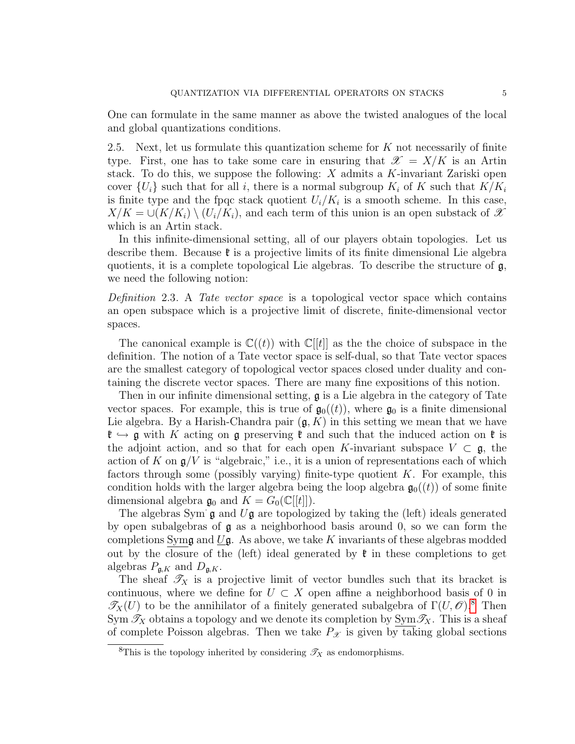One can formulate in the same manner as above the twisted analogues of the local and global quantizations conditions.

2.5. Next, let us formulate this quantization scheme for $K$ not necessarily of finite type. First, one has to take some care in ensuring that $\mathscr{X} = X/K$ is an Artin stack. To do this, we suppose the following: $X$ admits a $K$-invariant Zariski open cover $\{U_i\}$ such that for all $i$, there is a normal subgroup $K_i$ of $K$ such that $K/K_i$ is finite type and the fpqc stack quotient $U_i/K_i$ is a smooth scheme. In this case, $X/K = \cup(K/K_i) \setminus (U_i/K_i)$, and each term of this union is an open substack of $\mathscr{X}$ which is an Artin stack.

In this infinite-dimensional setting, all of our players obtain topologies. Let us describe them. Because $\mathfrak{k}$ is a projective limits of its finite dimensional Lie algebra quotients, it is a complete topological Lie algebras. To describe the structure of $\mathfrak{g}$, we need the following notion:

*Definition* 2.3. A *Tate vector space* is a topological vector space which contains an open subspace which is a projective limit of discrete, finite-dimensional vector spaces.

The canonical example is $\mathbb{C}((t))$ with $\mathbb{C}[[t]]$ as the the choice of subspace in the definition. The notion of a Tate vector space is self-dual, so that Tate vector spaces are the smallest category of topological vector spaces closed under duality and containing the discrete vector spaces. There are many fine expositions of this notion.

Then in our infinite dimensional setting, $\mathfrak{g}$ is a Lie algebra in the category of Tate vector spaces. For example, this is true of $\mathfrak{g}_0((t))$, where $\mathfrak{g}_0$ is a finite dimensional Lie algebra. By a Harish-Chandra pair $(\mathfrak{g}, K)$ in this setting we mean that we have $\mathfrak{k} \hookrightarrow \mathfrak{g}$ with $K$ acting on $\mathfrak{g}$ preserving $\mathfrak{k}$ and such that the induced action on $\mathfrak{k}$ is the adjoint action, and so that for each open $K$-invariant subspace $V \subset \mathfrak{g}$, the action of $K$ on $\mathfrak{g}/V$ is "algebraic," i.e., it is a union of representations each of which factors through some (possibly varying) finite-type quotient $K$. For example, this condition holds with the larger algebra being the loop algebra $\mathfrak{g}_0((t))$ of some finite dimensional algebra $\mathfrak{g}_0$ and $K = G_0(\mathbb{C}[[t]])$.

The algebras $\mathrm{Sym}^{\cdot}\,\mathfrak{g}$ and $U\mathfrak{g}$ are topologized by taking the (left) ideals generated by open subalgebras of $\mathfrak{g}$ as a neighborhood basis around 0, so we can form the completions $\underline{\mathrm{Sym}}\mathfrak{g}$ and $\underline{U}\mathfrak{g}$. As above, we take $K$ invariants of these algebras modded out by the closure of the (left) ideal generated by $\mathfrak{k}$ in these completions to get algebras $P_{\mathfrak{g},K}$ and $D_{\mathfrak{g},K}$.

The sheaf $\mathscr{T}_X$ is a projective limit of vector bundles such that its bracket is continuous, where we define for $U \subset X$ open affine a neighborhood basis of 0 in $\mathscr{T}_X(U)$ to be the annihilator of a finitely generated subalgebra of $\Gamma(U, \mathscr{O})$.[8] Then $\mathrm{Sym}\,\mathscr{T}_X$ obtains a topology and we denote its completion by $\underline{\mathrm{Sym}}\mathscr{T}_X$. This is a sheaf of complete Poisson algebras. Then we take $P_{\mathscr{X}}$ is given by taking global sections

[8] This is the topology inherited by considering $\mathscr{T}_X$ as endomorphisms.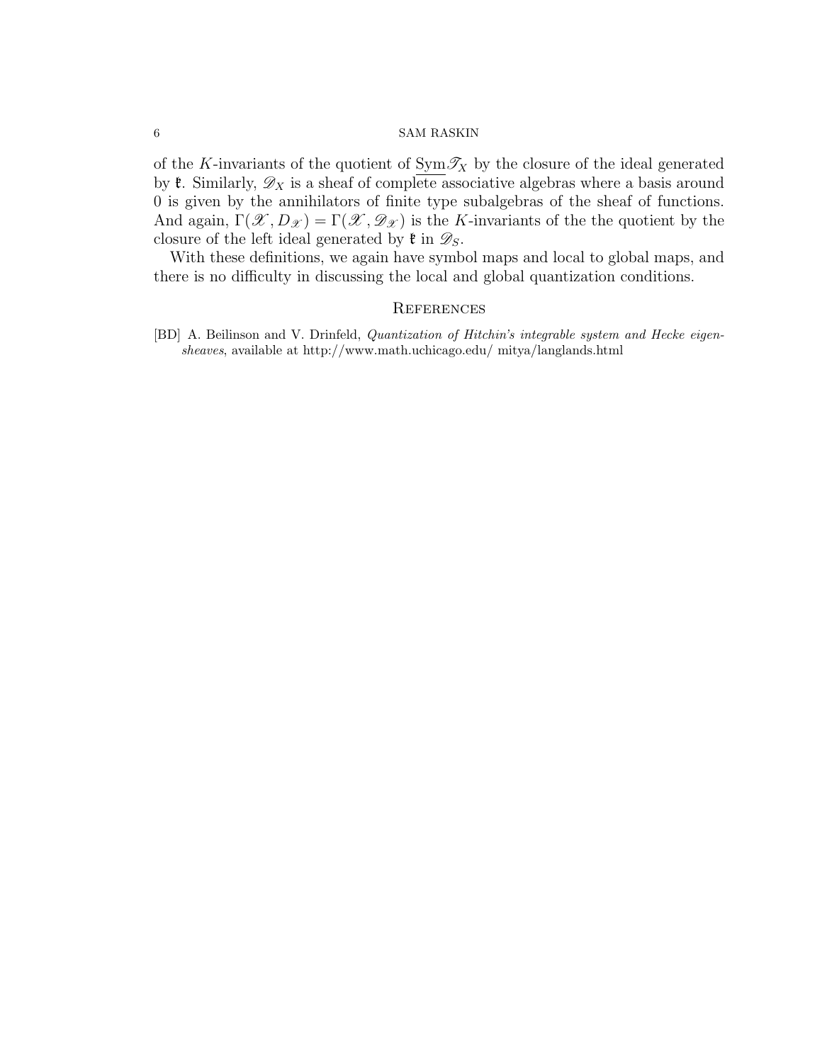of the $K$-invariants of the quotient of $\underline{\mathrm{Sym}\mathscr{T}_X}$ by the closure of the ideal generated by $\mathfrak{k}$. Similarly, $\mathscr{D}_X$ is a sheaf of complete associative algebras where a basis around 0 is given by the annihilators of finite type subalgebras of the sheaf of functions. And again, $\Gamma(\mathscr{X}, D_{\mathscr{X}}) = \Gamma(\mathscr{X}, \mathscr{D}_{\mathscr{X}})$ is the $K$-invariants of the the quotient by the closure of the left ideal generated by $\mathfrak{k}$ in $\mathscr{D}_S$.

With these definitions, we again have symbol maps and local to global maps, and there is no difficulty in discussing the local and global quantization conditions.

## References

[BD] A. Beilinson and V. Drinfeld, *Quantization of Hitchin's integrable system and Hecke eigensheaves*, available at http://www.math.uchicago.edu/ mitya/langlands.html